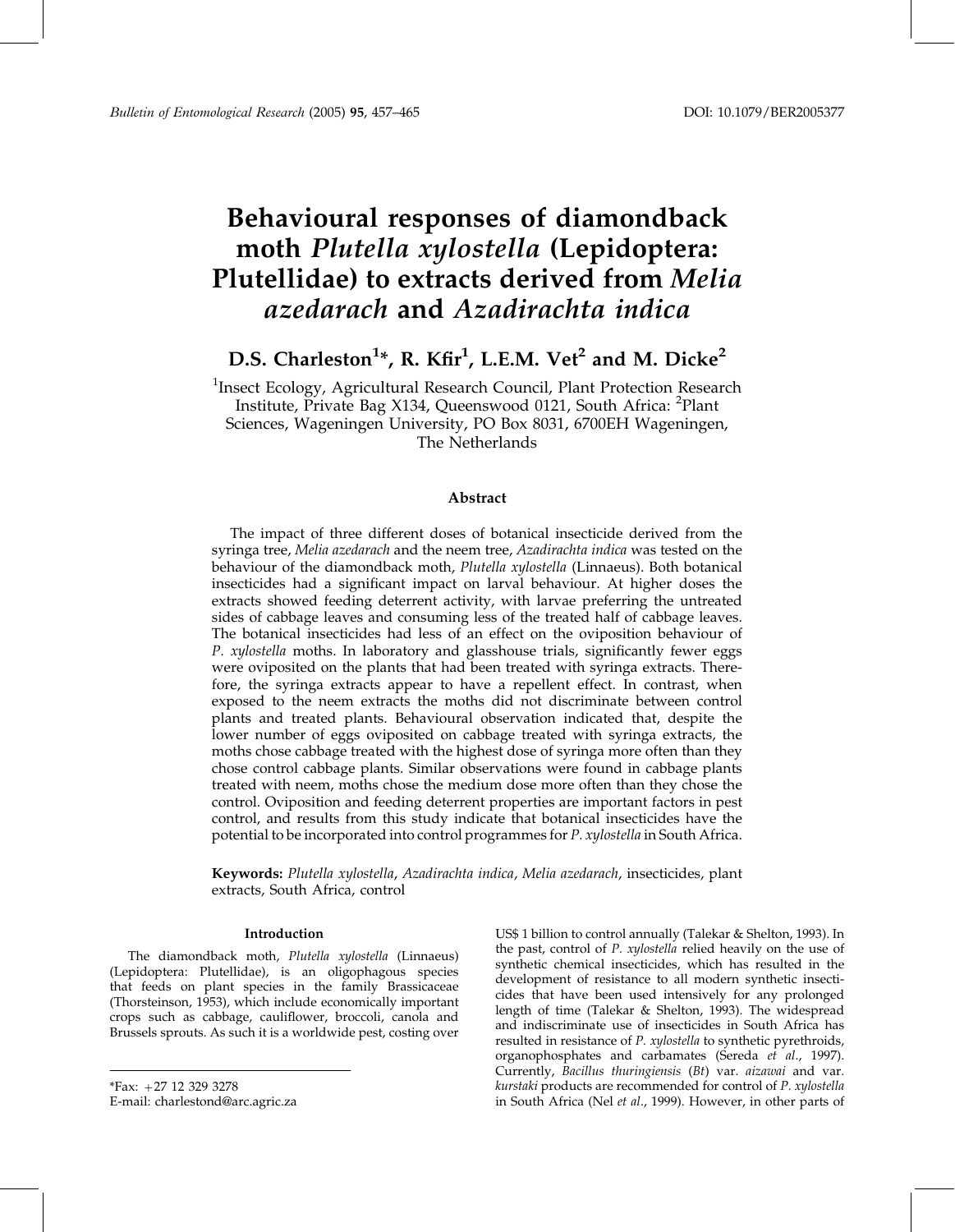# Behavioural responses of diamondback moth *Plutella xylostella* (Lepidoptera: Plutellidae) to extracts derived from *Melia azedarach* and *Azadirachta indica*

**D.S. Charleston[1]*, R. Kfir[1], L.E.M. Vet[2] and M. Dicke[2]**

[1]Insect Ecology, Agricultural Research Council, Plant Protection Research Institute, Private Bag X134, Queenswood 0121, South Africa: [2]Plant Sciences, Wageningen University, PO Box 8031, 6700EH Wageningen, The Netherlands

### Abstract

The impact of three different doses of botanical insecticide derived from the syringa tree, *Melia azedarach* and the neem tree, *Azadirachta indica* was tested on the behaviour of the diamondback moth, *Plutella xylostella* (Linnaeus). Both botanical insecticides had a significant impact on larval behaviour. At higher doses the extracts showed feeding deterrent activity, with larvae preferring the untreated sides of cabbage leaves and consuming less of the treated half of cabbage leaves. The botanical insecticides had less of an effect on the oviposition behaviour of *P. xylostella* moths. In laboratory and glasshouse trials, significantly fewer eggs were oviposited on the plants that had been treated with syringa extracts. Therefore, the syringa extracts appear to have a repellent effect. In contrast, when exposed to the neem extracts the moths did not discriminate between control plants and treated plants. Behavioural observation indicated that, despite the lower number of eggs oviposited on cabbage treated with syringa extracts, the moths chose cabbage treated with the highest dose of syringa more often than they chose control cabbage plants. Similar observations were found in cabbage plants treated with neem, moths chose the medium dose more often than they chose the control. Oviposition and feeding deterrent properties are important factors in pest control, and results from this study indicate that botanical insecticides have the potential to be incorporated into control programmes for *P. xylostella* in South Africa.

**Keywords:** *Plutella xylostella*, *Azadirachta indica*, *Melia azedarach*, insecticides, plant extracts, South Africa, control

### Introduction

The diamondback moth, *Plutella xylostella* (Linnaeus) (Lepidoptera: Plutellidae), is an oligophagous species that feeds on plant species in the family Brassicaceae (Thorsteinson, 1953), which include economically important crops such as cabbage, cauliflower, broccoli, canola and Brussels sprouts. As such it is a worldwide pest, costing over US$ 1 billion to control annually (Talekar & Shelton, 1993). In the past, control of *P. xylostella* relied heavily on the use of synthetic chemical insecticides, which has resulted in the development of resistance to all modern synthetic insecticides that have been used intensively for any prolonged length of time (Talekar & Shelton, 1993). The widespread and indiscriminate use of insecticides in South Africa has resulted in resistance of *P. xylostella* to synthetic pyrethroids, organophosphates and carbamates (Sereda *et al*., 1997). Currently, *Bacillus thuringiensis* (*Bt*) var. *aizawai* and var. *kurstaki* products are recommended for control of *P. xylostella* in South Africa (Nel *et al*., 1999). However, in other parts of

*Fax: +27 12 329 3278
E-mail: charlestond@arc.agric.za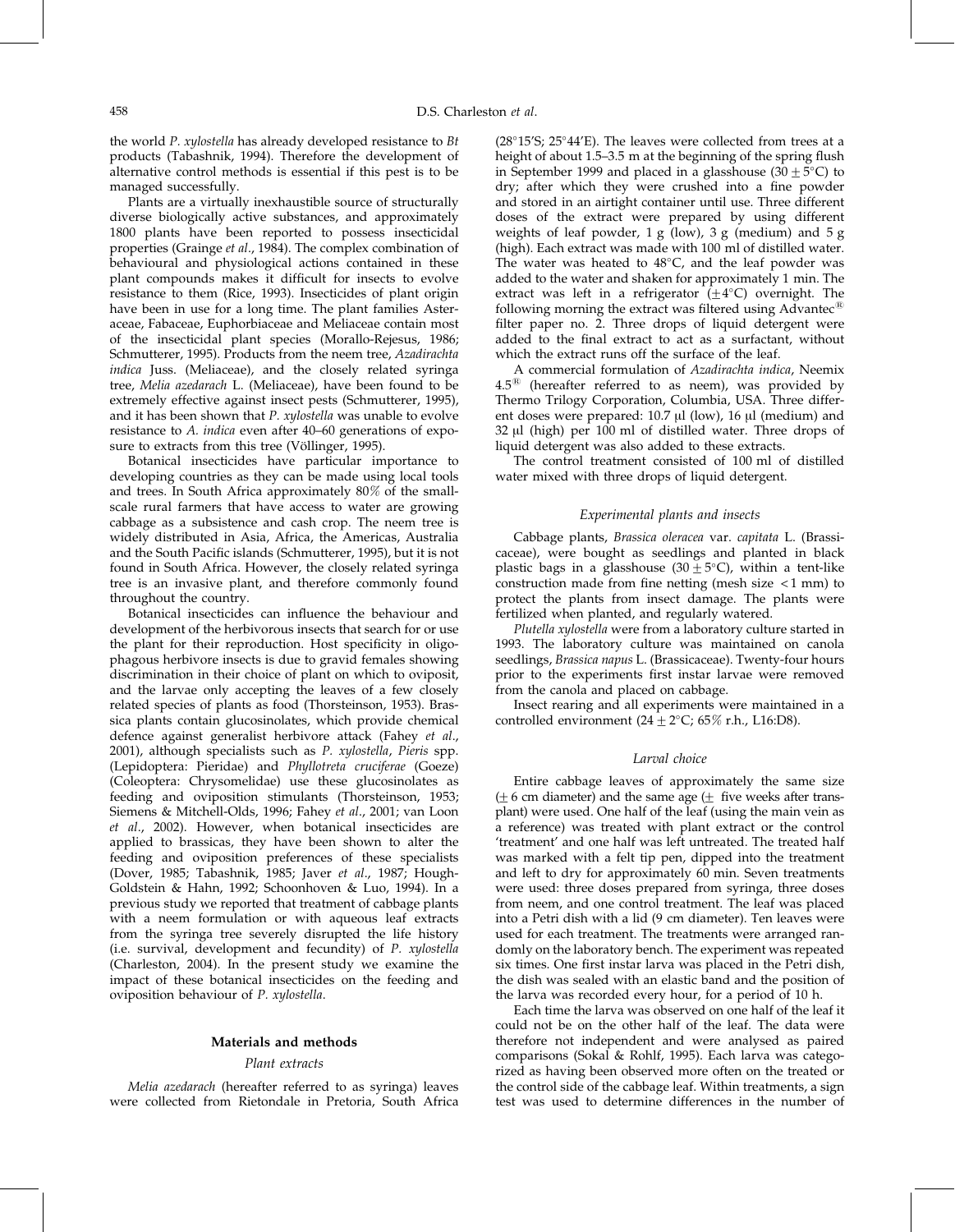the world *P. xylostella* has already developed resistance to *Bt* products (Tabashnik, 1994). Therefore the development of alternative control methods is essential if this pest is to be managed successfully.

Plants are a virtually inexhaustible source of structurally diverse biologically active substances, and approximately 1800 plants have been reported to possess insecticidal properties (Grainge *et al*., 1984). The complex combination of behavioural and physiological actions contained in these plant compounds makes it difficult for insects to evolve resistance to them (Rice, 1993). Insecticides of plant origin have been in use for a long time. The plant families Asteraceae, Fabaceae, Euphorbiaceae and Meliaceae contain most of the insecticidal plant species (Morallo-Rejesus, 1986; Schmutterer, 1995). Products from the neem tree, *Azadirachta indica* Juss. (Meliaceae), and the closely related syringa tree, *Melia azedarach* L. (Meliaceae), have been found to be extremely effective against insect pests (Schmutterer, 1995), and it has been shown that *P. xylostella* was unable to evolve resistance to *A. indica* even after 40–60 generations of exposure to extracts from this tree (Völlinger, 1995).

Botanical insecticides have particular importance to developing countries as they can be made using local tools and trees. In South Africa approximately 80% of the small-scale rural farmers that have access to water are growing cabbage as a subsistence and cash crop. The neem tree is widely distributed in Asia, Africa, the Americas, Australia and the South Pacific islands (Schmutterer, 1995), but it is not found in South Africa. However, the closely related syringa tree is an invasive plant, and therefore commonly found throughout the country.

Botanical insecticides can influence the behaviour and development of the herbivorous insects that search for or use the plant for their reproduction. Host specificity in oligophagous herbivore insects is due to gravid females showing discrimination in their choice of plant on which to oviposit, and the larvae only accepting the leaves of a few closely related species of plants as food (Thorsteinson, 1953). Brassica plants contain glucosinolates, which provide chemical defence against generalist herbivore attack (Fahey *et al*., 2001), although specialists such as *P. xylostella*, *Pieris* spp. (Lepidoptera: Pieridae) and *Phyllotreta cruciferae* (Goeze) (Coleoptera: Chrysomelidae) use these glucosinolates as feeding and oviposition stimulants (Thorsteinson, 1953; Siemens & Mitchell-Olds, 1996; Fahey *et al*., 2001; van Loon *et al*., 2002). However, when botanical insecticides are applied to brassicas, they have been shown to alter the feeding and oviposition preferences of these specialists (Dover, 1985; Tabashnik, 1985; Javer *et al*., 1987; Hough-Goldstein & Hahn, 1992; Schoonhoven & Luo, 1994). In a previous study we reported that treatment of cabbage plants with a neem formulation or with aqueous leaf extracts from the syringa tree severely disrupted the life history (i.e. survival, development and fecundity) of *P. xylostella* (Charleston, 2004). In the present study we examine the impact of these botanical insecticides on the feeding and oviposition behaviour of *P. xylostella*.

## Materials and methods

### Plant extracts

*Melia azedarach* (hereafter referred to as syringa) leaves were collected from Rietondale in Pretoria, South Africa (28°15′S; 25°44′E). The leaves were collected from trees at a height of about 1.5–3.5 m at the beginning of the spring flush in September 1999 and placed in a glasshouse (30 ± 5°C) to dry; after which they were crushed into a fine powder and stored in an airtight container until use. Three different doses of the extract were prepared by using different weights of leaf powder, 1 g (low), 3 g (medium) and 5 g (high). Each extract was made with 100 ml of distilled water. The water was heated to 48°C, and the leaf powder was added to the water and shaken for approximately 1 min. The extract was left in a refrigerator (±4°C) overnight. The following morning the extract was filtered using Advantec® filter paper no. 2. Three drops of liquid detergent were added to the final extract to act as a surfactant, without which the extract runs off the surface of the leaf.

A commercial formulation of *Azadirachta indica*, Neemix 4.5® (hereafter referred to as neem), was provided by Thermo Trilogy Corporation, Columbia, USA. Three different doses were prepared: 10.7 μl (low), 16 μl (medium) and 32 μl (high) per 100 ml of distilled water. Three drops of liquid detergent was also added to these extracts.

The control treatment consisted of 100 ml of distilled water mixed with three drops of liquid detergent.

### Experimental plants and insects

Cabbage plants, *Brassica oleracea* var. *capitata* L. (Brassicaceae), were bought as seedlings and planted in black plastic bags in a glasshouse (30 ± 5°C), within a tent-like construction made from fine netting (mesh size < 1 mm) to protect the plants from insect damage. The plants were fertilized when planted, and regularly watered.

*Plutella xylostella* were from a laboratory culture started in 1993. The laboratory culture was maintained on canola seedlings, *Brassica napus* L. (Brassicaceae). Twenty-four hours prior to the experiments first instar larvae were removed from the canola and placed on cabbage.

Insect rearing and all experiments were maintained in a controlled environment (24 ± 2°C; 65% r.h., L16:D8).

### Larval choice

Entire cabbage leaves of approximately the same size (± 6 cm diameter) and the same age (± five weeks after transplant) were used. One half of the leaf (using the main vein as a reference) was treated with plant extract or the control 'treatment' and one half was left untreated. The treated half was marked with a felt tip pen, dipped into the treatment and left to dry for approximately 60 min. Seven treatments were used: three doses prepared from syringa, three doses from neem, and one control treatment. The leaf was placed into a Petri dish with a lid (9 cm diameter). Ten leaves were used for each treatment. The treatments were arranged randomly on the laboratory bench. The experiment was repeated six times. One first instar larva was placed in the Petri dish, the dish was sealed with an elastic band and the position of the larva was recorded every hour, for a period of 10 h.

Each time the larva was observed on one half of the leaf it could not be on the other half of the leaf. The data were therefore not independent and were analysed as paired comparisons (Sokal & Rohlf, 1995). Each larva was categorized as having been observed more often on the treated or the control side of the cabbage leaf. Within treatments, a sign test was used to determine differences in the number of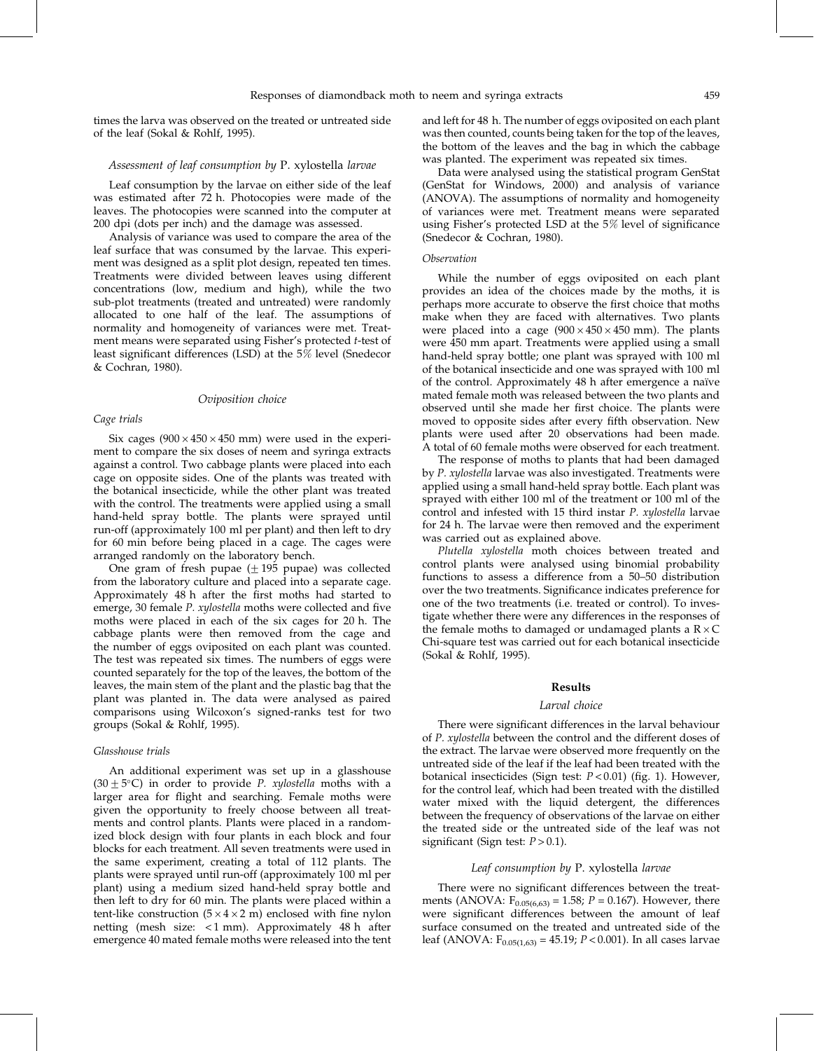times the larva was observed on the treated or untreated side of the leaf (Sokal & Rohlf, 1995).

#### *Assessment of leaf consumption by* P. xylostella *larvae*

Leaf consumption by the larvae on either side of the leaf was estimated after 72 h. Photocopies were made of the leaves. The photocopies were scanned into the computer at 200 dpi (dots per inch) and the damage was assessed.

Analysis of variance was used to compare the area of the leaf surface that was consumed by the larvae. This experiment was designed as a split plot design, repeated ten times. Treatments were divided between leaves using different concentrations (low, medium and high), while the two sub-plot treatments (treated and untreated) were randomly allocated to one half of the leaf. The assumptions of normality and homogeneity of variances were met. Treatment means were separated using Fisher's protected *t*-test of least significant differences (LSD) at the 5% level (Snedecor & Cochran, 1980).

### *Oviposition choice*

#### *Cage trials*

Six cages ($900 \times 450 \times 450$ mm) were used in the experiment to compare the six doses of neem and syringa extracts against a control. Two cabbage plants were placed into each cage on opposite sides. One of the plants was treated with the botanical insecticide, while the other plant was treated with the control. The treatments were applied using a small hand-held spray bottle. The plants were sprayed until run-off (approximately 100 ml per plant) and then left to dry for 60 min before being placed in a cage. The cages were arranged randomly on the laboratory bench.

One gram of fresh pupae ($\pm$ 195 pupae) was collected from the laboratory culture and placed into a separate cage. Approximately 48 h after the first moths had started to emerge, 30 female *P. xylostella* moths were collected and five moths were placed in each of the six cages for 20 h. The cabbage plants were then removed from the cage and the number of eggs oviposited on each plant was counted. The test was repeated six times. The numbers of eggs were counted separately for the top of the leaves, the bottom of the leaves, the main stem of the plant and the plastic bag that the plant was planted in. The data were analysed as paired comparisons using Wilcoxon's signed-ranks test for two groups (Sokal & Rohlf, 1995).

#### *Glasshouse trials*

An additional experiment was set up in a glasshouse ($30 \pm 5$°C) in order to provide *P. xylostella* moths with a larger area for flight and searching. Female moths were given the opportunity to freely choose between all treatments and control plants. Plants were placed in a randomized block design with four plants in each block and four blocks for each treatment. All seven treatments were used in the same experiment, creating a total of 112 plants. The plants were sprayed until run-off (approximately 100 ml per plant) using a medium sized hand-held spray bottle and then left to dry for 60 min. The plants were placed within a tent-like construction ($5 \times 4 \times 2$ m) enclosed with fine nylon netting (mesh size: $<1$ mm). Approximately 48 h after emergence 40 mated female moths were released into the tent and left for 48 h. The number of eggs oviposited on each plant was then counted, counts being taken for the top of the leaves, the bottom of the leaves and the bag in which the cabbage was planted. The experiment was repeated six times.

Data were analysed using the statistical program GenStat (GenStat for Windows, 2000) and analysis of variance (ANOVA). The assumptions of normality and homogeneity of variances were met. Treatment means were separated using Fisher's protected LSD at the 5% level of significance (Snedecor & Cochran, 1980).

#### *Observation*

While the number of eggs oviposited on each plant provides an idea of the choices made by the moths, it is perhaps more accurate to observe the first choice that moths make when they are faced with alternatives. Two plants were placed into a cage ($900 \times 450 \times 450$ mm). The plants were 450 mm apart. Treatments were applied using a small hand-held spray bottle; one plant was sprayed with 100 ml of the botanical insecticide and one was sprayed with 100 ml of the control. Approximately 48 h after emergence a naïve mated female moth was released between the two plants and observed until she made her first choice. The plants were moved to opposite sides after every fifth observation. New plants were used after 20 observations had been made. A total of 60 female moths were observed for each treatment.

The response of moths to plants that had been damaged by *P. xylostella* larvae was also investigated. Treatments were applied using a small hand-held spray bottle. Each plant was sprayed with either 100 ml of the treatment or 100 ml of the control and infested with 15 third instar *P. xylostella* larvae for 24 h. The larvae were then removed and the experiment was carried out as explained above.

*Plutella xylostella* moth choices between treated and control plants were analysed using binomial probability functions to assess a difference from a 50–50 distribution over the two treatments. Significance indicates preference for one of the two treatments (i.e. treated or control). To investigate whether there were any differences in the responses of the female moths to damaged or undamaged plants a $R \times C$ Chi-square test was carried out for each botanical insecticide (Sokal & Rohlf, 1995).

## Results

### *Larval choice*

There were significant differences in the larval behaviour of *P. xylostella* between the control and the different doses of the extract. The larvae were observed more frequently on the untreated side of the leaf if the leaf had been treated with the botanical insecticides (Sign test: $P < 0.01$) (fig. 1). However, for the control leaf, which had been treated with the distilled water mixed with the liquid detergent, the differences between the frequency of observations of the larvae on either the treated side or the untreated side of the leaf was not significant (Sign test: $P > 0.1$).

### *Leaf consumption by* P. xylostella *larvae*

There were no significant differences between the treatments (ANOVA: $F_{0.05(6,63)} = 1.58$; $P = 0.167$). However, there were significant differences between the amount of leaf surface consumed on the treated and untreated side of the leaf (ANOVA: $F_{0.05(1,63)} = 45.19$; $P < 0.001$). In all cases larvae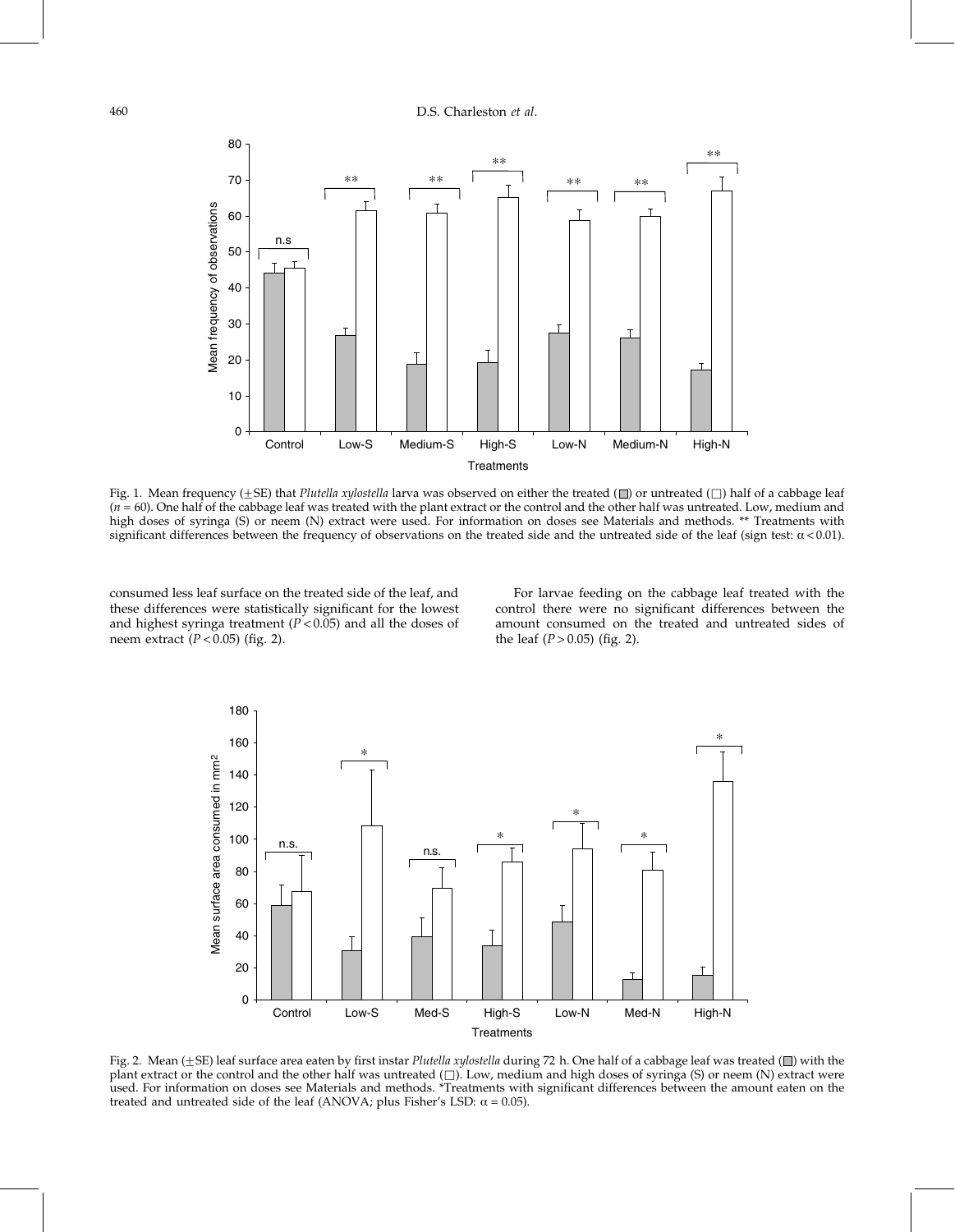Fig. 1. Mean frequency (±SE) that *Plutella xylostella* larva was observed on either the treated (■) or untreated (□) half of a cabbage leaf ($n = 60$). One half of the cabbage leaf was treated with the plant extract or the control and the other half was untreated. Low, medium and high doses of syringa (S) or neem (N) extract were used. For information on doses see Materials and methods. ** Treatments with significant differences between the frequency of observations on the treated side and the untreated side of the leaf (sign test: $\alpha < 0.01$).

consumed less leaf surface on the treated side of the leaf, and these differences were statistically significant for the lowest and highest syringa treatment ($P < 0.05$) and all the doses of neem extract ($P < 0.05$) (fig. 2).

For larvae feeding on the cabbage leaf treated with the control there were no significant differences between the amount consumed on the treated and untreated sides of the leaf ($P > 0.05$) (fig. 2).

Fig. 2. Mean (±SE) leaf surface area eaten by first instar *Plutella xylostella* during 72 h. One half of a cabbage leaf was treated (■) with the plant extract or the control and the other half was untreated (□). Low, medium and high doses of syringa (S) or neem (N) extract were used. For information on doses see Materials and methods. *Treatments with significant differences between the amount eaten on the treated and untreated side of the leaf (ANOVA; plus Fisher's LSD: $\alpha = 0.05$).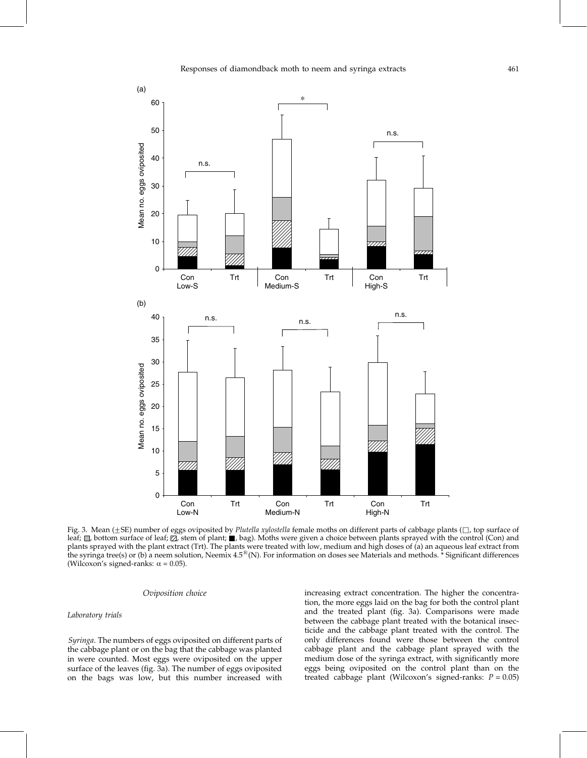Fig. 3. Mean (±SE) number of eggs oviposited by *Plutella xylostella* female moths on different parts of cabbage plants (□, top surface of leaf; ▒, bottom surface of leaf; ▨, stem of plant; ■, bag). Moths were given a choice between plants sprayed with the control (Con) and plants sprayed with the plant extract (Trt). The plants were treated with low, medium and high doses of (a) an aqueous leaf extract from the syringa tree(s) or (b) a neem solution, Neemix 4.5® (N). For information on doses see Materials and methods. * Significant differences (Wilcoxon's signed-ranks: $\alpha = 0.05$).

### Oviposition choice

#### Laboratory trials

*Syringa*. The numbers of eggs oviposited on different parts of the cabbage plant or on the bag that the cabbage was planted in were counted. Most eggs were oviposited on the upper surface of the leaves (fig. 3a). The number of eggs oviposited on the bags was low, but this number increased with increasing extract concentration. The higher the concentration, the more eggs laid on the bag for both the control plant and the treated plant (fig. 3a). Comparisons were made between the cabbage plant treated with the botanical insecticide and the cabbage plant treated with the control. The only differences found were those between the control cabbage plant and the cabbage plant sprayed with the medium dose of the syringa extract, with significantly more eggs being oviposited on the control plant than on the treated cabbage plant (Wilcoxon's signed-ranks: $P = 0.05$)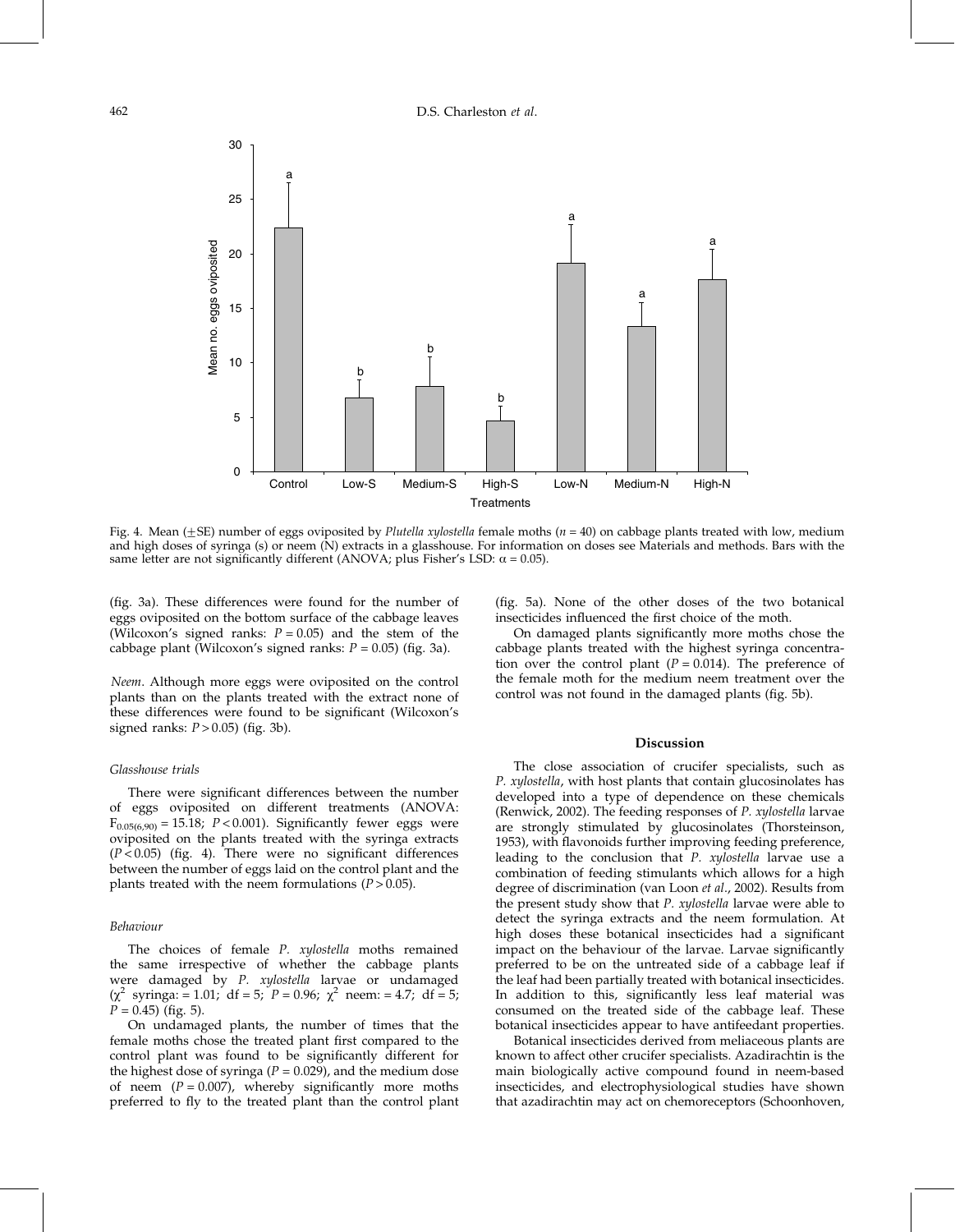Fig. 4. Mean (±SE) number of eggs oviposited by *Plutella xylostella* female moths ($n = 40$) on cabbage plants treated with low, medium and high doses of syringa (s) or neem (N) extracts in a glasshouse. For information on doses see Materials and methods. Bars with the same letter are not significantly different (ANOVA; plus Fisher's LSD: $\alpha = 0.05$).

(fig. 3a). These differences were found for the number of eggs oviposited on the bottom surface of the cabbage leaves (Wilcoxon's signed ranks: $P = 0.05$) and the stem of the cabbage plant (Wilcoxon's signed ranks: $P = 0.05$) (fig. 3a).

*Neem*. Although more eggs were oviposited on the control plants than on the plants treated with the extract none of these differences were found to be significant (Wilcoxon's signed ranks: $P > 0.05$) (fig. 3b).

### *Glasshouse trials*

There were significant differences between the number of eggs oviposited on different treatments (ANOVA: $F_{0.05(6,90)} = 15.18$; $P < 0.001$). Significantly fewer eggs were oviposited on the plants treated with the syringa extracts ($P < 0.05$) (fig. 4). There were no significant differences between the number of eggs laid on the control plant and the plants treated with the neem formulations ($P > 0.05$).

### *Behaviour*

The choices of female *P. xylostella* moths remained the same irrespective of whether the cabbage plants were damaged by *P. xylostella* larvae or undamaged ($\chi^2$ syringa: = 1.01; df = 5; $P = 0.96$; $\chi^2$ neem: = 4.7; df = 5; $P = 0.45$) (fig. 5).

On undamaged plants, the number of times that the female moths chose the treated plant first compared to the control plant was found to be significantly different for the highest dose of syringa ($P = 0.029$), and the medium dose of neem ($P = 0.007$), whereby significantly more moths preferred to fly to the treated plant than the control plant (fig. 5a). None of the other doses of the two botanical insecticides influenced the first choice of the moth.

On damaged plants significantly more moths chose the cabbage plants treated with the highest syringa concentration over the control plant ($P = 0.014$). The preference of the female moth for the medium neem treatment over the control was not found in the damaged plants (fig. 5b).

## Discussion

The close association of crucifer specialists, such as *P. xylostella*, with host plants that contain glucosinolates has developed into a type of dependence on these chemicals (Renwick, 2002). The feeding responses of *P. xylostella* larvae are strongly stimulated by glucosinolates (Thorsteinson, 1953), with flavonoids further improving feeding preference, leading to the conclusion that *P. xylostella* larvae use a combination of feeding stimulants which allows for a high degree of discrimination (van Loon *et al*., 2002). Results from the present study show that *P. xylostella* larvae were able to detect the syringa extracts and the neem formulation. At high doses these botanical insecticides had a significant impact on the behaviour of the larvae. Larvae significantly preferred to be on the untreated side of a cabbage leaf if the leaf had been partially treated with botanical insecticides. In addition to this, significantly less leaf material was consumed on the treated side of the cabbage leaf. These botanical insecticides appear to have antifeedant properties.

Botanical insecticides derived from meliaceous plants are known to affect other crucifer specialists. Azadirachtin is the main biologically active compound found in neem-based insecticides, and electrophysiological studies have shown that azadirachtin may act on chemoreceptors (Schoonhoven,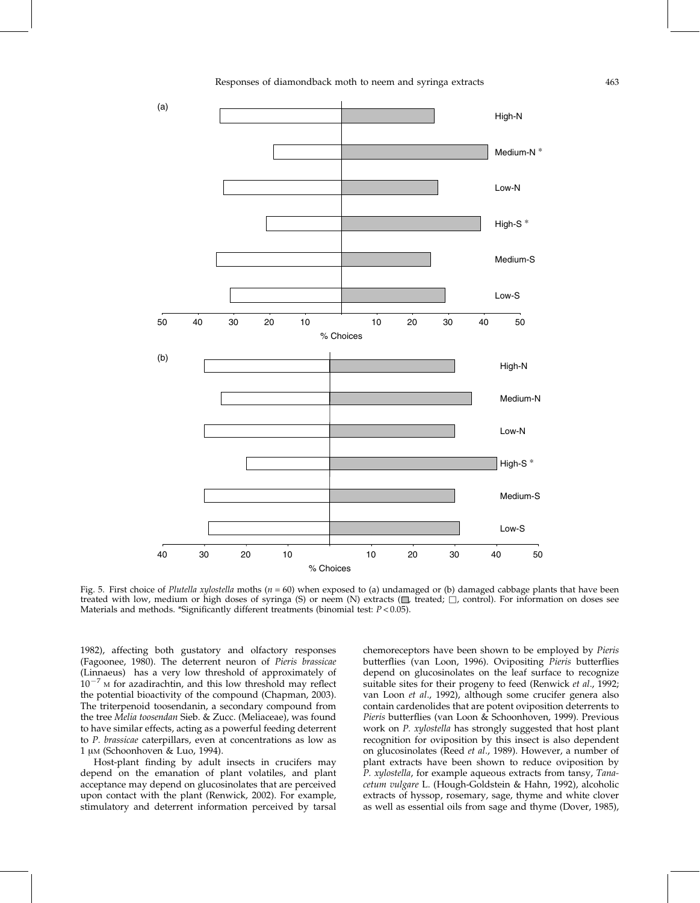Fig. 5. First choice of *Plutella xylostella* moths (*n* = 60) when exposed to (a) undamaged or (b) damaged cabbage plants that have been treated with low, medium or high doses of syringa (S) or neem (N) extracts (■, treated; □, control). For information on doses see Materials and methods. *Significantly different treatments (binomial test: $P < 0.05$).

1982), affecting both gustatory and olfactory responses (Fagoonee, 1980). The deterrent neuron of *Pieris brassicae* (Linnaeus) has a very low threshold of approximately of $10^{-7}$ M for azadirachtin, and this low threshold may reflect the potential bioactivity of the compound (Chapman, 2003). The triterpenoid toosendanin, a secondary compound from the tree *Melia toosendan* Sieb. & Zucc. (Meliaceae), was found to have similar effects, acting as a powerful feeding deterrent to *P. brassicae* caterpillars, even at concentrations as low as 1 μM (Schoonhoven & Luo, 1994).

Host-plant finding by adult insects in crucifers may depend on the emanation of plant volatiles, and plant acceptance may depend on glucosinolates that are perceived upon contact with the plant (Renwick, 2002). For example, stimulatory and deterrent information perceived by tarsal chemoreceptors have been shown to be employed by *Pieris* butterflies (van Loon, 1996). Ovipositing *Pieris* butterflies depend on glucosinolates on the leaf surface to recognize suitable sites for their progeny to feed (Renwick *et al*., 1992; van Loon *et al*., 1992), although some crucifer genera also contain cardenolides that are potent oviposition deterrents to *Pieris* butterflies (van Loon & Schoonhoven, 1999). Previous work on *P. xylostella* has strongly suggested that host plant recognition for oviposition by this insect is also dependent on glucosinolates (Reed *et al*., 1989). However, a number of plant extracts have been shown to reduce oviposition by *P. xylostella*, for example aqueous extracts from tansy, *Tanacetum vulgare* L. (Hough-Goldstein & Hahn, 1992), alcoholic extracts of hyssop, rosemary, sage, thyme and white clover as well as essential oils from sage and thyme (Dover, 1985),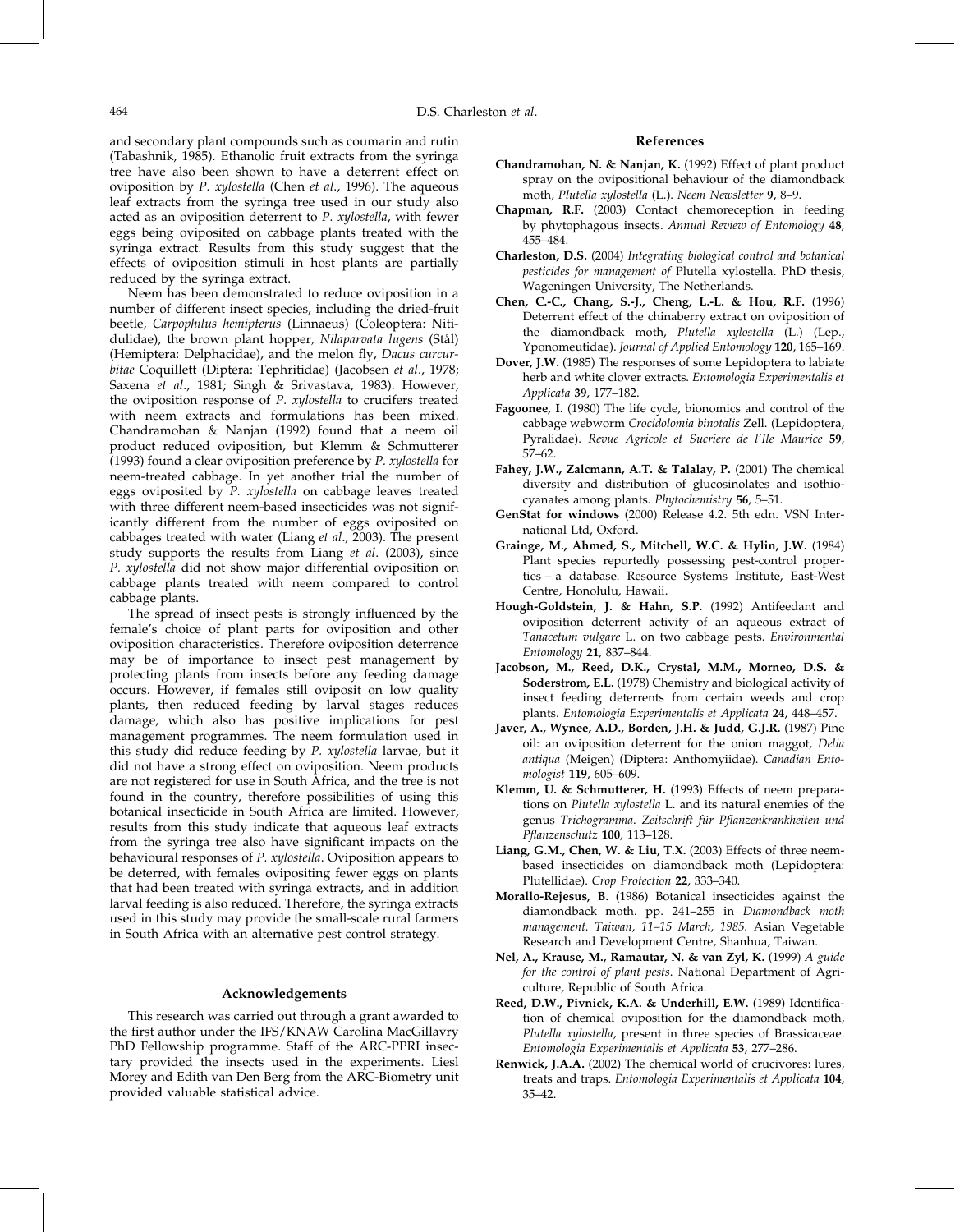and secondary plant compounds such as coumarin and rutin (Tabashnik, 1985). Ethanolic fruit extracts from the syringa tree have also been shown to have a deterrent effect on oviposition by *P. xylostella* (Chen *et al*., 1996). The aqueous leaf extracts from the syringa tree used in our study also acted as an oviposition deterrent to *P. xylostella*, with fewer eggs being oviposited on cabbage plants treated with the syringa extract. Results from this study suggest that the effects of oviposition stimuli in host plants are partially reduced by the syringa extract.

Neem has been demonstrated to reduce oviposition in a number of different insect species, including the dried-fruit beetle, *Carpophilus hemipterus* (Linnaeus) (Coleoptera: Nitidulidae), the brown plant hopper, *Nilaparvata lugens* (Stål) (Hemiptera: Delphacidae), and the melon fly, *Dacus curcurbitae* Coquillett (Diptera: Tephritidae) (Jacobsen *et al*., 1978; Saxena *et al*., 1981; Singh & Srivastava, 1983). However, the oviposition response of *P. xylostella* to crucifers treated with neem extracts and formulations has been mixed. Chandramohan & Nanjan (1992) found that a neem oil product reduced oviposition, but Klemm & Schmutterer (1993) found a clear oviposition preference by *P. xylostella* for neem-treated cabbage. In yet another trial the number of eggs oviposited by *P. xylostella* on cabbage leaves treated with three different neem-based insecticides was not significantly different from the number of eggs oviposited on cabbages treated with water (Liang *et al*., 2003). The present study supports the results from Liang *et al*. (2003), since *P. xylostella* did not show major differential oviposition on cabbage plants treated with neem compared to control cabbage plants.

The spread of insect pests is strongly influenced by the female's choice of plant parts for oviposition and other oviposition characteristics. Therefore oviposition deterrence may be of importance to insect pest management by protecting plants from insects before any feeding damage occurs. However, if females still oviposit on low quality plants, then reduced feeding by larval stages reduces damage, which also has positive implications for pest management programmes. The neem formulation used in this study did reduce feeding by *P. xylostella* larvae, but it did not have a strong effect on oviposition. Neem products are not registered for use in South Africa, and the tree is not found in the country, therefore possibilities of using this botanical insecticide in South Africa are limited. However, results from this study indicate that aqueous leaf extracts from the syringa tree also have significant impacts on the behavioural responses of *P. xylostella*. Oviposition appears to be deterred, with females ovipositing fewer eggs on plants that had been treated with syringa extracts, and in addition larval feeding is also reduced. Therefore, the syringa extracts used in this study may provide the small-scale rural farmers in South Africa with an alternative pest control strategy.

## Acknowledgements

This research was carried out through a grant awarded to the first author under the IFS/KNAW Carolina MacGillavry PhD Fellowship programme. Staff of the ARC-PPRI insectary provided the insects used in the experiments. Liesl Morey and Edith van Den Berg from the ARC-Biometry unit provided valuable statistical advice.

## References

**Chandramohan, N. & Nanjan, K.** (1992) Effect of plant product spray on the ovipositional behaviour of the diamondback moth, *Plutella xylostella* (L.). *Neem Newsletter* **9**, 8–9.

**Chapman, R.F.** (2003) Contact chemoreception in feeding by phytophagous insects. *Annual Review of Entomology* **48**, 455–484.

**Charleston, D.S.** (2004) *Integrating biological control and botanical pesticides for management of* Plutella xylostella. PhD thesis, Wageningen University, The Netherlands.

**Chen, C.-C., Chang, S.-J., Cheng, L.-L. & Hou, R.F.** (1996) Deterrent effect of the chinaberry extract on oviposition of the diamondback moth, *Plutella xylostella* (L.) (Lep., Yponomeutidae). *Journal of Applied Entomology* **120**, 165–169.

**Dover, J.W.** (1985) The responses of some Lepidoptera to labiate herb and white clover extracts. *Entomologia Experimentalis et Applicata* **39**, 177–182.

**Fagoonee, I.** (1980) The life cycle, bionomics and control of the cabbage webworm *Crocidolomia binotalis* Zell. (Lepidoptera, Pyralidae). *Revue Agricole et Sucriere de l'Ile Maurice* **59**, 57–62.

**Fahey, J.W., Zalcmann, A.T. & Talalay, P.** (2001) The chemical diversity and distribution of glucosinolates and isothiocyanates among plants. *Phytochemistry* **56**, 5–51.

**GenStat for windows** (2000) Release 4.2. 5th edn. VSN International Ltd, Oxford.

**Grainge, M., Ahmed, S., Mitchell, W.C. & Hylin, J.W.** (1984) Plant species reportedly possessing pest-control properties – a database. Resource Systems Institute, East-West Centre, Honolulu, Hawaii.

**Hough-Goldstein, J. & Hahn, S.P.** (1992) Antifeedant and oviposition deterrent activity of an aqueous extract of *Tanacetum vulgare* L. on two cabbage pests. *Environmental Entomology* **21**, 837–844.

**Jacobson, M., Reed, D.K., Crystal, M.M., Morneo, D.S. & Soderstrom, E.L.** (1978) Chemistry and biological activity of insect feeding deterrents from certain weeds and crop plants. *Entomologia Experimentalis et Applicata* **24**, 448–457.

**Javer, A., Wynee, A.D., Borden, J.H. & Judd, G.J.R.** (1987) Pine oil: an oviposition deterrent for the onion maggot, *Delia antiqua* (Meigen) (Diptera: Anthomyiidae). *Canadian Entomologist* **119**, 605–609.

**Klemm, U. & Schmutterer, H.** (1993) Effects of neem preparations on *Plutella xylostella* L. and its natural enemies of the genus *Trichogramma*. *Zeitschrift für Pflanzenkrankheiten und Pflanzenschutz* **100**, 113–128.

**Liang, G.M., Chen, W. & Liu, T.X.** (2003) Effects of three neem-based insecticides on diamondback moth (Lepidoptera: Plutellidae). *Crop Protection* **22**, 333–340.

**Morallo-Rejesus, B.** (1986) Botanical insecticides against the diamondback moth. pp. 241–255 in *Diamondback moth management. Taiwan, 11–15 March, 1985*. Asian Vegetable Research and Development Centre, Shanhua, Taiwan.

**Nel, A., Krause, M., Ramautar, N. & van Zyl, K.** (1999) *A guide for the control of plant pests*. National Department of Agriculture, Republic of South Africa.

**Reed, D.W., Pivnick, K.A. & Underhill, E.W.** (1989) Identification of chemical oviposition for the diamondback moth, *Plutella xylostella*, present in three species of Brassicaceae. *Entomologia Experimentalis et Applicata* **53**, 277–286.

**Renwick, J.A.A.** (2002) The chemical world of crucivores: lures, treats and traps. *Entomologia Experimentalis et Applicata* **104**, 35–42.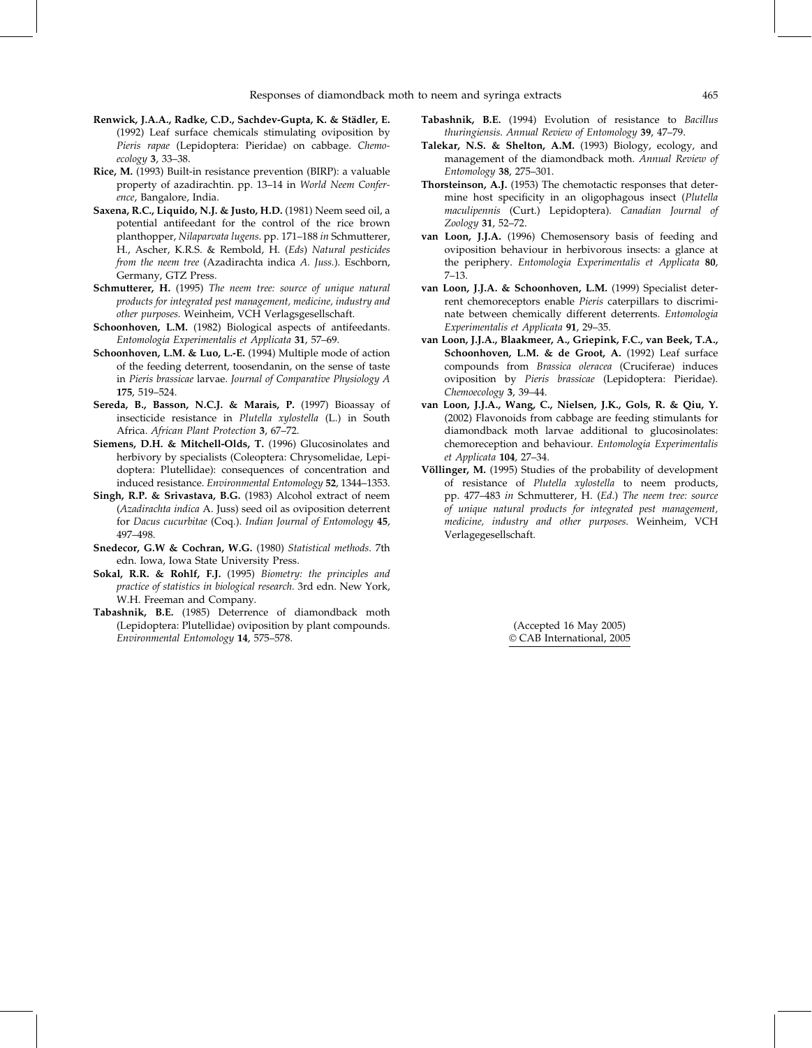**Renwick, J.A.A., Radke, C.D., Sachdev-Gupta, K. & Städler, E.** (1992) Leaf surface chemicals stimulating oviposition by *Pieris rapae* (Lepidoptera: Pieridae) on cabbage. *Chemoecology* **3**, 33–38.

**Rice, M.** (1993) Built-in resistance prevention (BIRP): a valuable property of azadirachtin. pp. 13–14 in *World Neem Conference*, Bangalore, India.

**Saxena, R.C., Liquido, N.J. & Justo, H.D.** (1981) Neem seed oil, a potential antifeedant for the control of the rice brown planthopper, *Nilaparvata lugens*. pp. 171–188 *in* Schmutterer, H., Ascher, K.R.S. & Rembold, H. (*Eds*) *Natural pesticides from the neem tree* (*Azadirachta indica A. Juss.*). Eschborn, Germany, GTZ Press.

**Schmutterer, H.** (1995) *The neem tree: source of unique natural products for integrated pest management, medicine, industry and other purposes*. Weinheim, VCH Verlagsgesellschaft.

**Schoonhoven, L.M.** (1982) Biological aspects of antifeedants. *Entomologia Experimentalis et Applicata* **31**, 57–69.

**Schoonhoven, L.M. & Luo, L.-E.** (1994) Multiple mode of action of the feeding deterrent, toosendanin, on the sense of taste in *Pieris brassicae* larvae. *Journal of Comparative Physiology A* **175**, 519–524.

**Sereda, B., Basson, N.C.J. & Marais, P.** (1997) Bioassay of insecticide resistance in *Plutella xylostella* (L.) in South Africa. *African Plant Protection* **3**, 67–72.

**Siemens, D.H. & Mitchell-Olds, T.** (1996) Glucosinolates and herbivory by specialists (Coleoptera: Chrysomelidae, Lepidoptera: Plutellidae): consequences of concentration and induced resistance. *Environmental Entomology* **52**, 1344–1353.

**Singh, R.P. & Srivastava, B.G.** (1983) Alcohol extract of neem (*Azadirachta indica* A. Juss) seed oil as oviposition deterrent for *Dacus cucurbitae* (Coq.). *Indian Journal of Entomology* **45**, 497–498.

**Snedecor, G.W & Cochran, W.G.** (1980) *Statistical methods*. 7th edn. Iowa, Iowa State University Press.

**Sokal, R.R. & Rohlf, F.J.** (1995) *Biometry: the principles and practice of statistics in biological research*. 3rd edn. New York, W.H. Freeman and Company.

**Tabashnik, B.E.** (1985) Deterrence of diamondback moth (Lepidoptera: Plutellidae) oviposition by plant compounds. *Environmental Entomology* **14**, 575–578.

**Tabashnik, B.E.** (1994) Evolution of resistance to *Bacillus thuringiensis*. *Annual Review of Entomology* **39**, 47–79.

**Talekar, N.S. & Shelton, A.M.** (1993) Biology, ecology, and management of the diamondback moth. *Annual Review of Entomology* **38**, 275–301.

**Thorsteinson, A.J.** (1953) The chemotactic responses that determine host specificity in an oligophagous insect (*Plutella maculipennis* (Curt.) Lepidoptera). *Canadian Journal of Zoology* **31**, 52–72.

**van Loon, J.J.A.** (1996) Chemosensory basis of feeding and oviposition behaviour in herbivorous insects: a glance at the periphery. *Entomologia Experimentalis et Applicata* **80**, 7–13.

**van Loon, J.J.A. & Schoonhoven, L.M.** (1999) Specialist deterrent chemoreceptors enable *Pieris* caterpillars to discriminate between chemically different deterrents. *Entomologia Experimentalis et Applicata* **91**, 29–35.

**van Loon, J.J.A., Blaakmeer, A., Griepink, F.C., van Beek, T.A., Schoonhoven, L.M. & de Groot, A.** (1992) Leaf surface compounds from *Brassica oleracea* (Cruciferae) induces oviposition by *Pieris brassicae* (Lepidoptera: Pieridae). *Chemoecology* **3**, 39–44.

**van Loon, J.J.A., Wang, C., Nielsen, J.K., Gols, R. & Qiu, Y.** (2002) Flavonoids from cabbage are feeding stimulants for diamondback moth larvae additional to glucosinolates: chemoreception and behaviour. *Entomologia Experimentalis et Applicata* **104**, 27–34.

**Völlinger, M.** (1995) Studies of the probability of development of resistance of *Plutella xylostella* to neem products, pp. 477–483 *in* Schmutterer, H. (*Ed.*) *The neem tree: source of unique natural products for integrated pest management, medicine, industry and other purposes*. Weinheim, VCH Verlagegesellschaft.

(Accepted 16 May 2005)
© CAB International, 2005